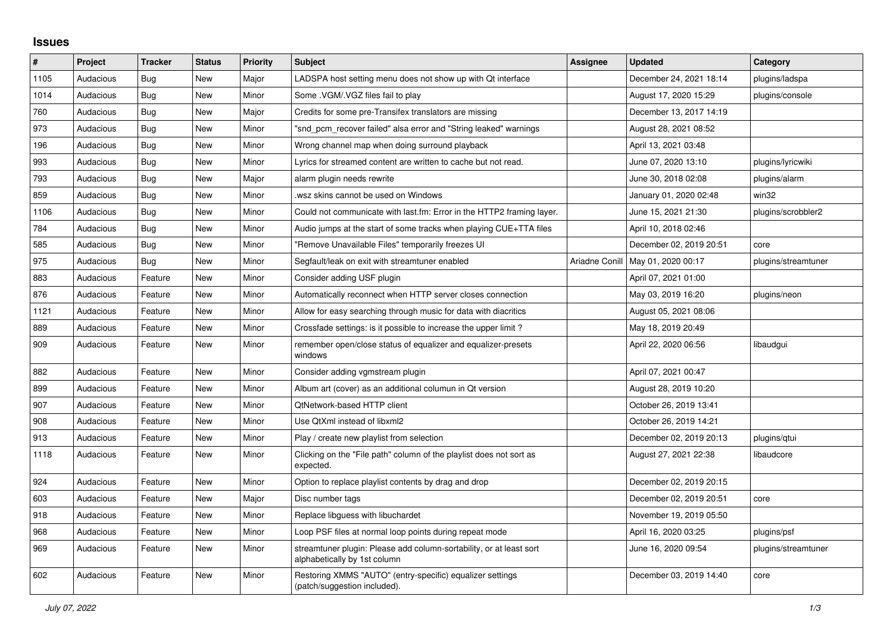# Issues

| # | Project | Tracker | Status | Priority | Subject | Assignee | Updated | Category |
|---|---|---|---|---|---|---|---|---|
| 1105 | Audacious | Bug | New | Major | LADSPA host setting menu does not show up with Qt interface | | December 24, 2021 18:14 | plugins/ladspa |
| 1014 | Audacious | Bug | New | Minor | Some .VGM/.VGZ files fail to play | | August 17, 2020 15:29 | plugins/console |
| 760 | Audacious | Bug | New | Major | Credits for some pre-Transifex translators are missing | | December 13, 2017 14:19 | |
| 973 | Audacious | Bug | New | Minor | "snd_pcm_recover failed" alsa error and "String leaked" warnings | | August 28, 2021 08:52 | |
| 196 | Audacious | Bug | New | Minor | Wrong channel map when doing surround playback | | April 13, 2021 03:48 | |
| 993 | Audacious | Bug | New | Minor | Lyrics for streamed content are written to cache but not read. | | June 07, 2020 13:10 | plugins/lyricwiki |
| 793 | Audacious | Bug | New | Major | alarm plugin needs rewrite | | June 30, 2018 02:08 | plugins/alarm |
| 859 | Audacious | Bug | New | Minor | .wsz skins cannot be used on Windows | | January 01, 2020 02:48 | win32 |
| 1106 | Audacious | Bug | New | Minor | Could not communicate with last.fm: Error in the HTTP2 framing layer. | | June 15, 2021 21:30 | plugins/scrobbler2 |
| 784 | Audacious | Bug | New | Minor | Audio jumps at the start of some tracks when playing CUE+TTA files | | April 10, 2018 02:46 | |
| 585 | Audacious | Bug | New | Minor | "Remove Unavailable Files" temporarily freezes UI | | December 02, 2019 20:51 | core |
| 975 | Audacious | Bug | New | Minor | Segfault/leak on exit with streamtuner enabled | Ariadne Conill | May 01, 2020 00:17 | plugins/streamtuner |
| 883 | Audacious | Feature | New | Minor | Consider adding USF plugin | | April 07, 2021 01:00 | |
| 876 | Audacious | Feature | New | Minor | Automatically reconnect when HTTP server closes connection | | May 03, 2019 16:20 | plugins/neon |
| 1121 | Audacious | Feature | New | Minor | Allow for easy searching through music for data with diacritics | | August 05, 2021 08:06 | |
| 889 | Audacious | Feature | New | Minor | Crossfade settings: is it possible to increase the upper limit ? | | May 18, 2019 20:49 | |
| 909 | Audacious | Feature | New | Minor | remember open/close status of equalizer and equalizer-presets windows | | April 22, 2020 06:56 | libaudgui |
| 882 | Audacious | Feature | New | Minor | Consider adding vgmstream plugin | | April 07, 2021 00:47 | |
| 899 | Audacious | Feature | New | Minor | Album art (cover) as an additional columun in Qt version | | August 28, 2019 10:20 | |
| 907 | Audacious | Feature | New | Minor | QtNetwork-based HTTP client | | October 26, 2019 13:41 | |
| 908 | Audacious | Feature | New | Minor | Use QtXml instead of libxml2 | | October 26, 2019 14:21 | |
| 913 | Audacious | Feature | New | Minor | Play / create new playlist from selection | | December 02, 2019 20:13 | plugins/qtui |
| 1118 | Audacious | Feature | New | Minor | Clicking on the "File path" column of the playlist does not sort as expected. | | August 27, 2021 22:38 | libaudcore |
| 924 | Audacious | Feature | New | Minor | Option to replace playlist contents by drag and drop | | December 02, 2019 20:15 | |
| 603 | Audacious | Feature | New | Major | Disc number tags | | December 02, 2019 20:51 | core |
| 918 | Audacious | Feature | New | Minor | Replace libguess with libuchardet | | November 19, 2019 05:50 | |
| 968 | Audacious | Feature | New | Minor | Loop PSF files at normal loop points during repeat mode | | April 16, 2020 03:25 | plugins/psf |
| 969 | Audacious | Feature | New | Minor | streamtuner plugin: Please add column-sortability, or at least sort alphabetically by 1st column | | June 16, 2020 09:54 | plugins/streamtuner |
| 602 | Audacious | Feature | New | Minor | Restoring XMMS "AUTO" (entry-specific) equalizer settings (patch/suggestion included). | | December 03, 2019 14:40 | core |

*July 07, 2022*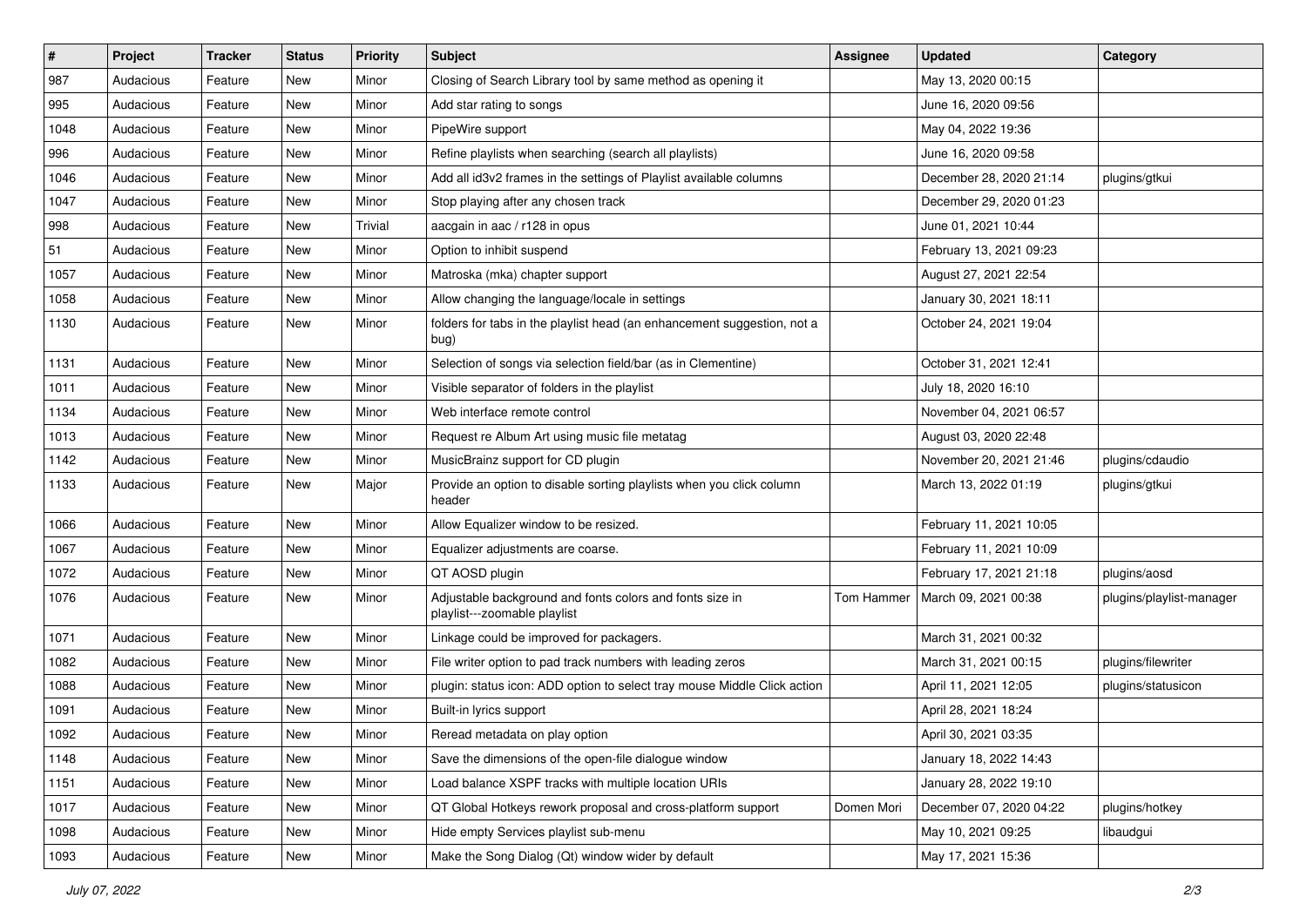| # | Project | Tracker | Status | Priority | Subject | Assignee | Updated | Category |
|---|---|---|---|---|---|---|---|---|
| 987 | Audacious | Feature | New | Minor | Closing of Search Library tool by same method as opening it | | May 13, 2020 00:15 | |
| 995 | Audacious | Feature | New | Minor | Add star rating to songs | | June 16, 2020 09:56 | |
| 1048 | Audacious | Feature | New | Minor | PipeWire support | | May 04, 2022 19:36 | |
| 996 | Audacious | Feature | New | Minor | Refine playlists when searching (search all playlists) | | June 16, 2020 09:58 | |
| 1046 | Audacious | Feature | New | Minor | Add all id3v2 frames in the settings of Playlist available columns | | December 28, 2020 21:14 | plugins/gtkui |
| 1047 | Audacious | Feature | New | Minor | Stop playing after any chosen track | | December 29, 2020 01:23 | |
| 998 | Audacious | Feature | New | Trivial | aacgain in aac / r128 in opus | | June 01, 2021 10:44 | |
| 51 | Audacious | Feature | New | Minor | Option to inhibit suspend | | February 13, 2021 09:23 | |
| 1057 | Audacious | Feature | New | Minor | Matroska (mka) chapter support | | August 27, 2021 22:54 | |
| 1058 | Audacious | Feature | New | Minor | Allow changing the language/locale in settings | | January 30, 2021 18:11 | |
| 1130 | Audacious | Feature | New | Minor | folders for tabs in the playlist head (an enhancement suggestion, not a bug) | | October 24, 2021 19:04 | |
| 1131 | Audacious | Feature | New | Minor | Selection of songs via selection field/bar (as in Clementine) | | October 31, 2021 12:41 | |
| 1011 | Audacious | Feature | New | Minor | Visible separator of folders in the playlist | | July 18, 2020 16:10 | |
| 1134 | Audacious | Feature | New | Minor | Web interface remote control | | November 04, 2021 06:57 | |
| 1013 | Audacious | Feature | New | Minor | Request re Album Art using music file metatag | | August 03, 2020 22:48 | |
| 1142 | Audacious | Feature | New | Minor | MusicBrainz support for CD plugin | | November 20, 2021 21:46 | plugins/cdaudio |
| 1133 | Audacious | Feature | New | Major | Provide an option to disable sorting playlists when you click column header | | March 13, 2022 01:19 | plugins/gtkui |
| 1066 | Audacious | Feature | New | Minor | Allow Equalizer window to be resized. | | February 11, 2021 10:05 | |
| 1067 | Audacious | Feature | New | Minor | Equalizer adjustments are coarse. | | February 11, 2021 10:09 | |
| 1072 | Audacious | Feature | New | Minor | QT AOSD plugin | | February 17, 2021 21:18 | plugins/aosd |
| 1076 | Audacious | Feature | New | Minor | Adjustable background and fonts colors and fonts size in playlist---zoomable playlist | Tom Hammer | March 09, 2021 00:38 | plugins/playlist-manager |
| 1071 | Audacious | Feature | New | Minor | Linkage could be improved for packagers. | | March 31, 2021 00:32 | |
| 1082 | Audacious | Feature | New | Minor | File writer option to pad track numbers with leading zeros | | March 31, 2021 00:15 | plugins/filewriter |
| 1088 | Audacious | Feature | New | Minor | plugin: status icon: ADD option to select tray mouse Middle Click action | | April 11, 2021 12:05 | plugins/statusicon |
| 1091 | Audacious | Feature | New | Minor | Built-in lyrics support | | April 28, 2021 18:24 | |
| 1092 | Audacious | Feature | New | Minor | Reread metadata on play option | | April 30, 2021 03:35 | |
| 1148 | Audacious | Feature | New | Minor | Save the dimensions of the open-file dialogue window | | January 18, 2022 14:43 | |
| 1151 | Audacious | Feature | New | Minor | Load balance XSPF tracks with multiple location URIs | | January 28, 2022 19:10 | |
| 1017 | Audacious | Feature | New | Minor | QT Global Hotkeys rework proposal and cross-platform support | Domen Mori | December 07, 2020 04:22 | plugins/hotkey |
| 1098 | Audacious | Feature | New | Minor | Hide empty Services playlist sub-menu | | May 10, 2021 09:25 | libaudgui |
| 1093 | Audacious | Feature | New | Minor | Make the Song Dialog (Qt) window wider by default | | May 17, 2021 15:36 | |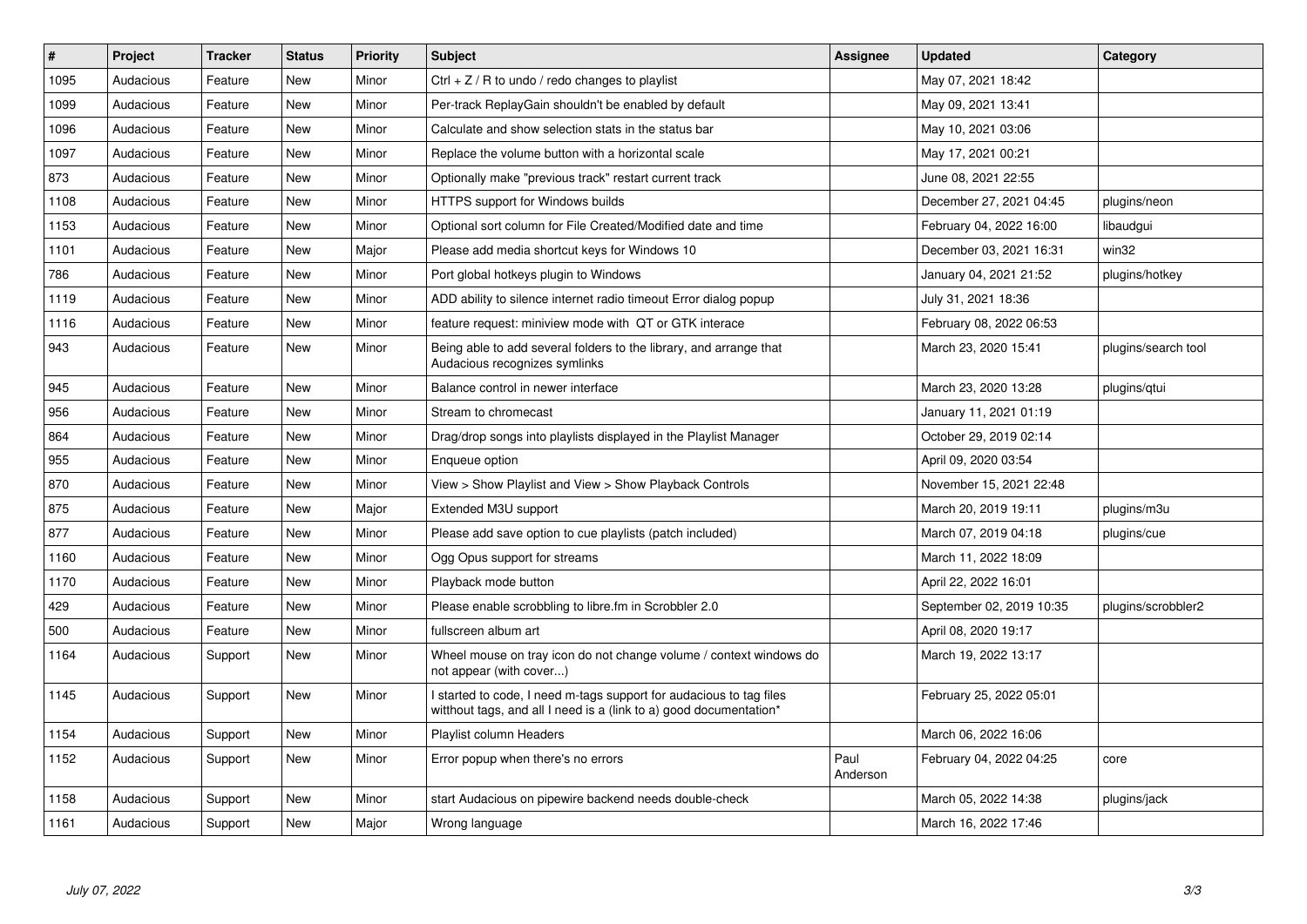| # | Project | Tracker | Status | Priority | Subject | Assignee | Updated | Category |
|---|---|---|---|---|---|---|---|---|
| 1095 | Audacious | Feature | New | Minor | Ctrl + Z / R to undo / redo changes to playlist | | May 07, 2021 18:42 | |
| 1099 | Audacious | Feature | New | Minor | Per-track ReplayGain shouldn't be enabled by default | | May 09, 2021 13:41 | |
| 1096 | Audacious | Feature | New | Minor | Calculate and show selection stats in the status bar | | May 10, 2021 03:06 | |
| 1097 | Audacious | Feature | New | Minor | Replace the volume button with a horizontal scale | | May 17, 2021 00:21 | |
| 873 | Audacious | Feature | New | Minor | Optionally make "previous track" restart current track | | June 08, 2021 22:55 | |
| 1108 | Audacious | Feature | New | Minor | HTTPS support for Windows builds | | December 27, 2021 04:45 | plugins/neon |
| 1153 | Audacious | Feature | New | Minor | Optional sort column for File Created/Modified date and time | | February 04, 2022 16:00 | libaudgui |
| 1101 | Audacious | Feature | New | Major | Please add media shortcut keys for Windows 10 | | December 03, 2021 16:31 | win32 |
| 786 | Audacious | Feature | New | Minor | Port global hotkeys plugin to Windows | | January 04, 2021 21:52 | plugins/hotkey |
| 1119 | Audacious | Feature | New | Minor | ADD ability to silence internet radio timeout Error dialog popup | | July 31, 2021 18:36 | |
| 1116 | Audacious | Feature | New | Minor | feature request: miniview mode with QT or GTK interace | | February 08, 2022 06:53 | |
| 943 | Audacious | Feature | New | Minor | Being able to add several folders to the library, and arrange that Audacious recognizes symlinks | | March 23, 2020 15:41 | plugins/search tool |
| 945 | Audacious | Feature | New | Minor | Balance control in newer interface | | March 23, 2020 13:28 | plugins/qtui |
| 956 | Audacious | Feature | New | Minor | Stream to chromecast | | January 11, 2021 01:19 | |
| 864 | Audacious | Feature | New | Minor | Drag/drop songs into playlists displayed in the Playlist Manager | | October 29, 2019 02:14 | |
| 955 | Audacious | Feature | New | Minor | Enqueue option | | April 09, 2020 03:54 | |
| 870 | Audacious | Feature | New | Minor | View > Show Playlist and View > Show Playback Controls | | November 15, 2021 22:48 | |
| 875 | Audacious | Feature | New | Major | Extended M3U support | | March 20, 2019 19:11 | plugins/m3u |
| 877 | Audacious | Feature | New | Minor | Please add save option to cue playlists (patch included) | | March 07, 2019 04:18 | plugins/cue |
| 1160 | Audacious | Feature | New | Minor | Ogg Opus support for streams | | March 11, 2022 18:09 | |
| 1170 | Audacious | Feature | New | Minor | Playback mode button | | April 22, 2022 16:01 | |
| 429 | Audacious | Feature | New | Minor | Please enable scrobbling to libre.fm in Scrobbler 2.0 | | September 02, 2019 10:35 | plugins/scrobbler2 |
| 500 | Audacious | Feature | New | Minor | fullscreen album art | | April 08, 2020 19:17 | |
| 1164 | Audacious | Support | New | Minor | Wheel mouse on tray icon do not change volume / context windows do not appear (with cover...) | | March 19, 2022 13:17 | |
| 1145 | Audacious | Support | New | Minor | I started to code, I need m-tags support for audacious to tag files witthout tags, and all I need is a (link to a) good documentation* | | February 25, 2022 05:01 | |
| 1154 | Audacious | Support | New | Minor | Playlist column Headers | | March 06, 2022 16:06 | |
| 1152 | Audacious | Support | New | Minor | Error popup when there's no errors | Paul Anderson | February 04, 2022 04:25 | core |
| 1158 | Audacious | Support | New | Minor | start Audacious on pipewire backend needs double-check | | March 05, 2022 14:38 | plugins/jack |
| 1161 | Audacious | Support | New | Major | Wrong language | | March 16, 2022 17:46 | |

*July 07, 2022*